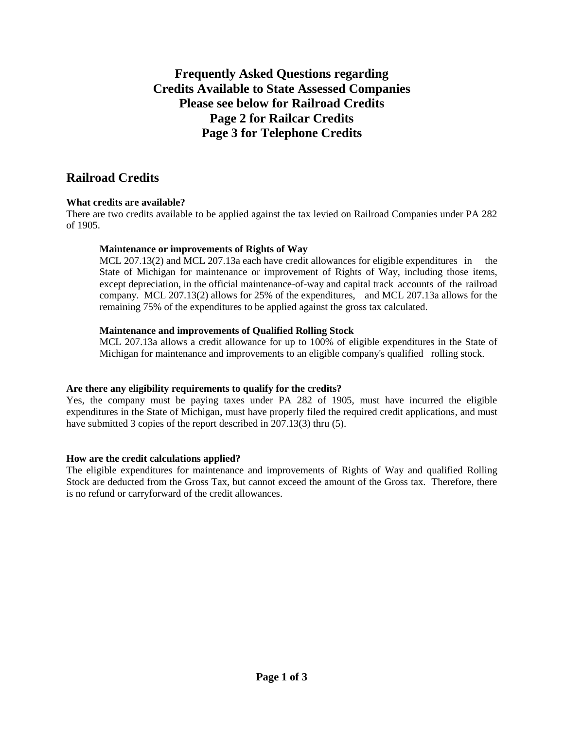# Frequently Asked Questions regarding Credits Available to State Assessed Companies Please see below for Railroad Credits Page 2 for Railcar Credits Page 3 for Telephone Credits

## Railroad Credits

**What credits are available?**
There are two credits available to be applied against the tax levied on Railroad Companies under PA 282 of 1905.

**Maintenance or improvements of Rights of Way**
MCL 207.13(2) and MCL 207.13a each have credit allowances for eligible expenditures in the State of Michigan for maintenance or improvement of Rights of Way, including those items, except depreciation, in the official maintenance-of-way and capital track accounts of the railroad company. MCL 207.13(2) allows for 25% of the expenditures, and MCL 207.13a allows for the remaining 75% of the expenditures to be applied against the gross tax calculated.

**Maintenance and improvements of Qualified Rolling Stock**
MCL 207.13a allows a credit allowance for up to 100% of eligible expenditures in the State of Michigan for maintenance and improvements to an eligible company's qualified rolling stock.

**Are there any eligibility requirements to qualify for the credits?**
Yes, the company must be paying taxes under PA 282 of 1905, must have incurred the eligible expenditures in the State of Michigan, must have properly filed the required credit applications, and must have submitted 3 copies of the report described in 207.13(3) thru (5).

**How are the credit calculations applied?**
The eligible expenditures for maintenance and improvements of Rights of Way and qualified Rolling Stock are deducted from the Gross Tax, but cannot exceed the amount of the Gross tax. Therefore, there is no refund or carryforward of the credit allowances.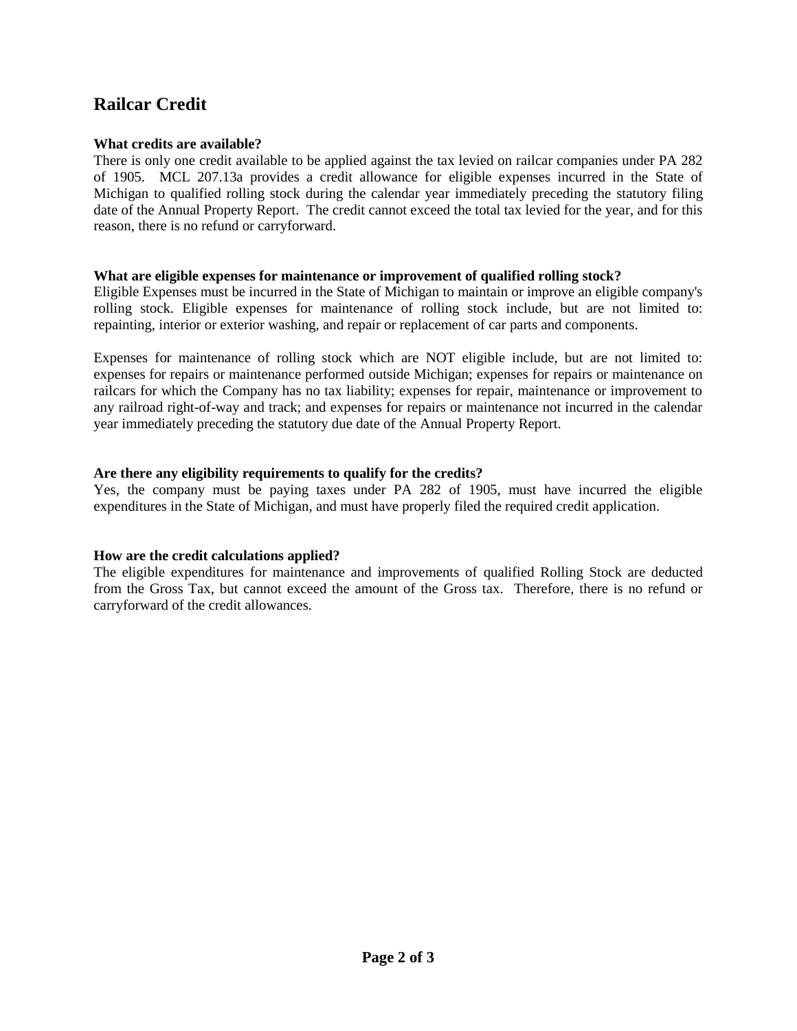## Railcar Credit

**What credits are available?**

There is only one credit available to be applied against the tax levied on railcar companies under PA 282 of 1905. MCL 207.13a provides a credit allowance for eligible expenses incurred in the State of Michigan to qualified rolling stock during the calendar year immediately preceding the statutory filing date of the Annual Property Report. The credit cannot exceed the total tax levied for the year, and for this reason, there is no refund or carryforward.

**What are eligible expenses for maintenance or improvement of qualified rolling stock?**

Eligible Expenses must be incurred in the State of Michigan to maintain or improve an eligible company's rolling stock. Eligible expenses for maintenance of rolling stock include, but are not limited to: repainting, interior or exterior washing, and repair or replacement of car parts and components.

Expenses for maintenance of rolling stock which are NOT eligible include, but are not limited to: expenses for repairs or maintenance performed outside Michigan; expenses for repairs or maintenance on railcars for which the Company has no tax liability; expenses for repair, maintenance or improvement to any railroad right-of-way and track; and expenses for repairs or maintenance not incurred in the calendar year immediately preceding the statutory due date of the Annual Property Report.

**Are there any eligibility requirements to qualify for the credits?**

Yes, the company must be paying taxes under PA 282 of 1905, must have incurred the eligible expenditures in the State of Michigan, and must have properly filed the required credit application.

**How are the credit calculations applied?**

The eligible expenditures for maintenance and improvements of qualified Rolling Stock are deducted from the Gross Tax, but cannot exceed the amount of the Gross tax. Therefore, there is no refund or carryforward of the credit allowances.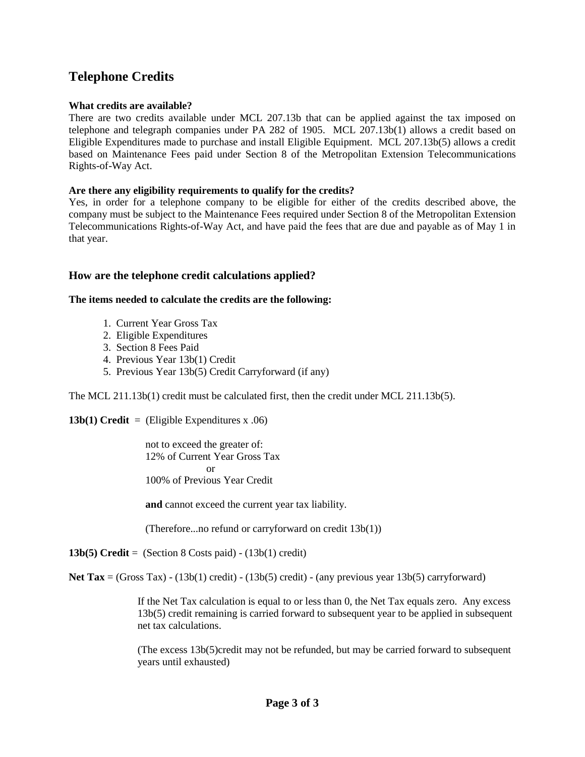## Telephone Credits

**What credits are available?**

There are two credits available under MCL 207.13b that can be applied against the tax imposed on telephone and telegraph companies under PA 282 of 1905. MCL 207.13b(1) allows a credit based on Eligible Expenditures made to purchase and install Eligible Equipment. MCL 207.13b(5) allows a credit based on Maintenance Fees paid under Section 8 of the Metropolitan Extension Telecommunications Rights-of-Way Act.

**Are there any eligibility requirements to qualify for the credits?**

Yes, in order for a telephone company to be eligible for either of the credits described above, the company must be subject to the Maintenance Fees required under Section 8 of the Metropolitan Extension Telecommunications Rights-of-Way Act, and have paid the fees that are due and payable as of May 1 in that year.

### How are the telephone credit calculations applied?

**The items needed to calculate the credits are the following:**

1. Current Year Gross Tax
2. Eligible Expenditures
3. Section 8 Fees Paid
4. Previous Year 13b(1) Credit
5. Previous Year 13b(5) Credit Carryforward (if any)

The MCL 211.13b(1) credit must be calculated first, then the credit under MCL 211.13b(5).

**13b(1) Credit** = (Eligible Expenditures x .06)

not to exceed the greater of:
12% of Current Year Gross Tax
or
100% of Previous Year Credit

**and** cannot exceed the current year tax liability.

(Therefore...no refund or carryforward on credit 13b(1))

**13b(5) Credit** = (Section 8 Costs paid) - (13b(1) credit)

**Net Tax** = (Gross Tax) - (13b(1) credit) - (13b(5) credit) - (any previous year 13b(5) carryforward)

If the Net Tax calculation is equal to or less than 0, the Net Tax equals zero. Any excess 13b(5) credit remaining is carried forward to subsequent year to be applied in subsequent net tax calculations.

(The excess 13b(5)credit may not be refunded, but may be carried forward to subsequent years until exhausted)